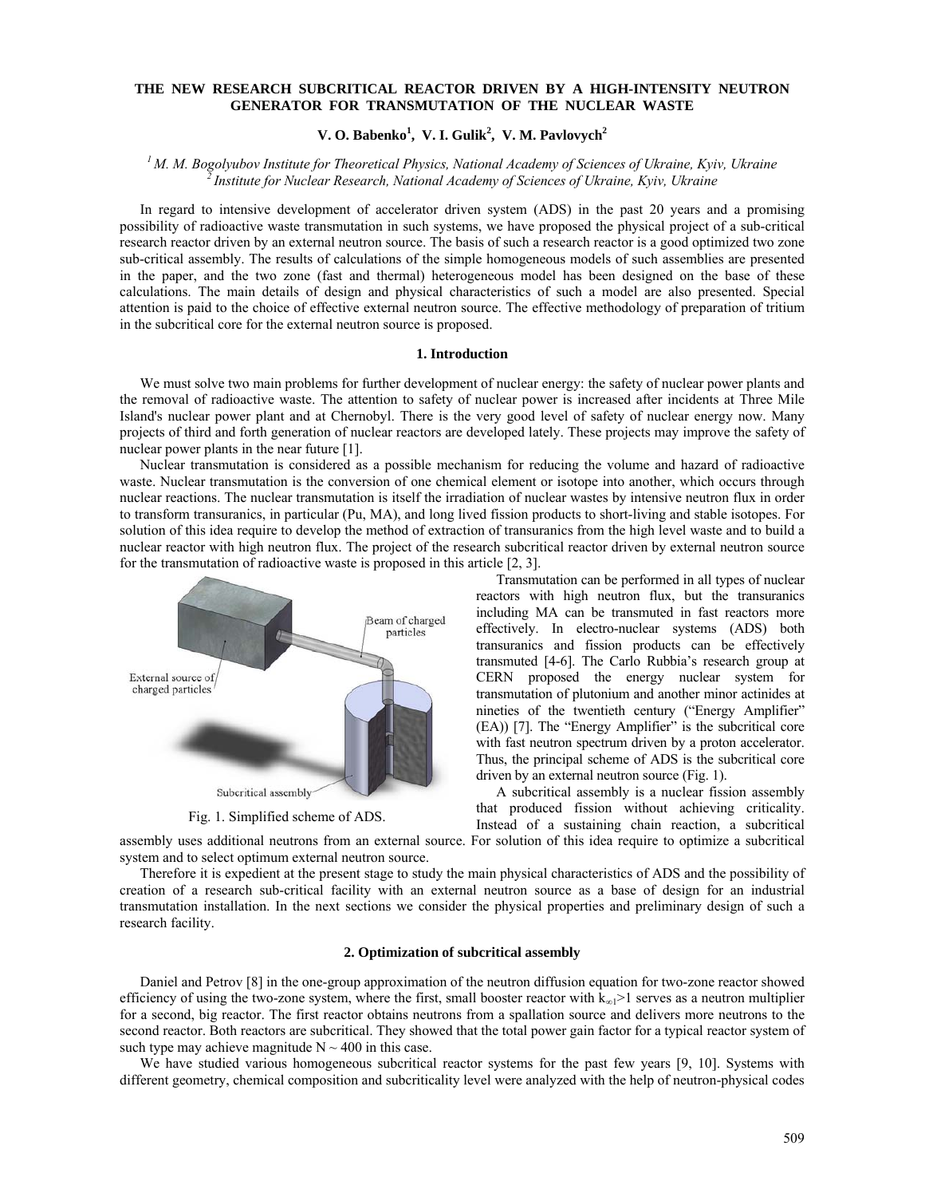# THE NEW RESEARCH SUBCRITICAL REACTOR DRIVEN BY A HIGH-INTENSITY NEUTRON GENERATOR FOR TRANSMUTATION OF THE NUCLEAR WASTE

**V. O. Babenko[1], V. I. Gulik[2], V. M. Pavlovych[2]**

*[1] M. M. Bogolyubov Institute for Theoretical Physics, National Academy of Sciences of Ukraine, Kyiv, Ukraine*
*[2] Institute for Nuclear Research, National Academy of Sciences of Ukraine, Kyiv, Ukraine*

In regard to intensive development of accelerator driven system (ADS) in the past 20 years and a promising possibility of radioactive waste transmutation in such systems, we have proposed the physical project of a sub-critical research reactor driven by an external neutron source. The basis of such a research reactor is a good optimized two zone sub-critical assembly. The results of calculations of the simple homogeneous models of such assemblies are presented in the paper, and the two zone (fast and thermal) heterogeneous model has been designed on the base of these calculations. The main details of design and physical characteristics of such a model are also presented. Special attention is paid to the choice of effective external neutron source. The effective methodology of preparation of tritium in the subcritical core for the external neutron source is proposed.

## 1. Introduction

We must solve two main problems for further development of nuclear energy: the safety of nuclear power plants and the removal of radioactive waste. The attention to safety of nuclear power is increased after incidents at Three Mile Island's nuclear power plant and at Chernobyl. There is the very good level of safety of nuclear energy now. Many projects of third and forth generation of nuclear reactors are developed lately. These projects may improve the safety of nuclear power plants in the near future [1].

Nuclear transmutation is considered as a possible mechanism for reducing the volume and hazard of radioactive waste. Nuclear transmutation is the conversion of one chemical element or isotope into another, which occurs through nuclear reactions. The nuclear transmutation is itself the irradiation of nuclear wastes by intensive neutron flux in order to transform transuranics, in particular (Pu, MA), and long lived fission products to short-living and stable isotopes. For solution of this idea require to develop the method of extraction of transuranics from the high level waste and to build a nuclear reactor with high neutron flux. The project of the research subcritical reactor driven by external neutron source for the transmutation of radioactive waste is proposed in this article [2, 3].

Transmutation can be performed in all types of nuclear reactors with high neutron flux, but the transuranics including MA can be transmuted in fast reactors more effectively. In electro-nuclear systems (ADS) both transuranics and fission products can be effectively transmuted [4-6]. The Carlo Rubbia's research group at CERN proposed the energy nuclear system for transmutation of plutonium and another minor actinides at nineties of the twentieth century ("Energy Amplifier" (EA)) [7]. The "Energy Amplifier" is the subcritical core with fast neutron spectrum driven by a proton accelerator. Thus, the principal scheme of ADS is the subcritical core driven by an external neutron source (Fig. 1).

Fig. 1. Simplified scheme of ADS.

A subcritical assembly is a nuclear fission assembly that produced fission without achieving criticality. Instead of a sustaining chain reaction, a subcritical assembly uses additional neutrons from an external source. For solution of this idea require to optimize a subcritical system and to select optimum external neutron source.

Therefore it is expedient at the present stage to study the main physical characteristics of ADS and the possibility of creation of a research sub-critical facility with an external neutron source as a base of design for an industrial transmutation installation. In the next sections we consider the physical properties and preliminary design of such a research facility.

## 2. Optimization of subcritical assembly

Daniel and Petrov [8] in the one-group approximation of the neutron diffusion equation for two-zone reactor showed efficiency of using the two-zone system, where the first, small booster reactor with $k_{\infty 1}>1$ serves as a neutron multiplier for a second, big reactor. The first reactor obtains neutrons from a spallation source and delivers more neutrons to the second reactor. Both reactors are subcritical. They showed that the total power gain factor for a typical reactor system of such type may achieve magnitude $N \sim 400$ in this case.

We have studied various homogeneous subcritical reactor systems for the past few years [9, 10]. Systems with different geometry, chemical composition and subcriticality level were analyzed with the help of neutron-physical codes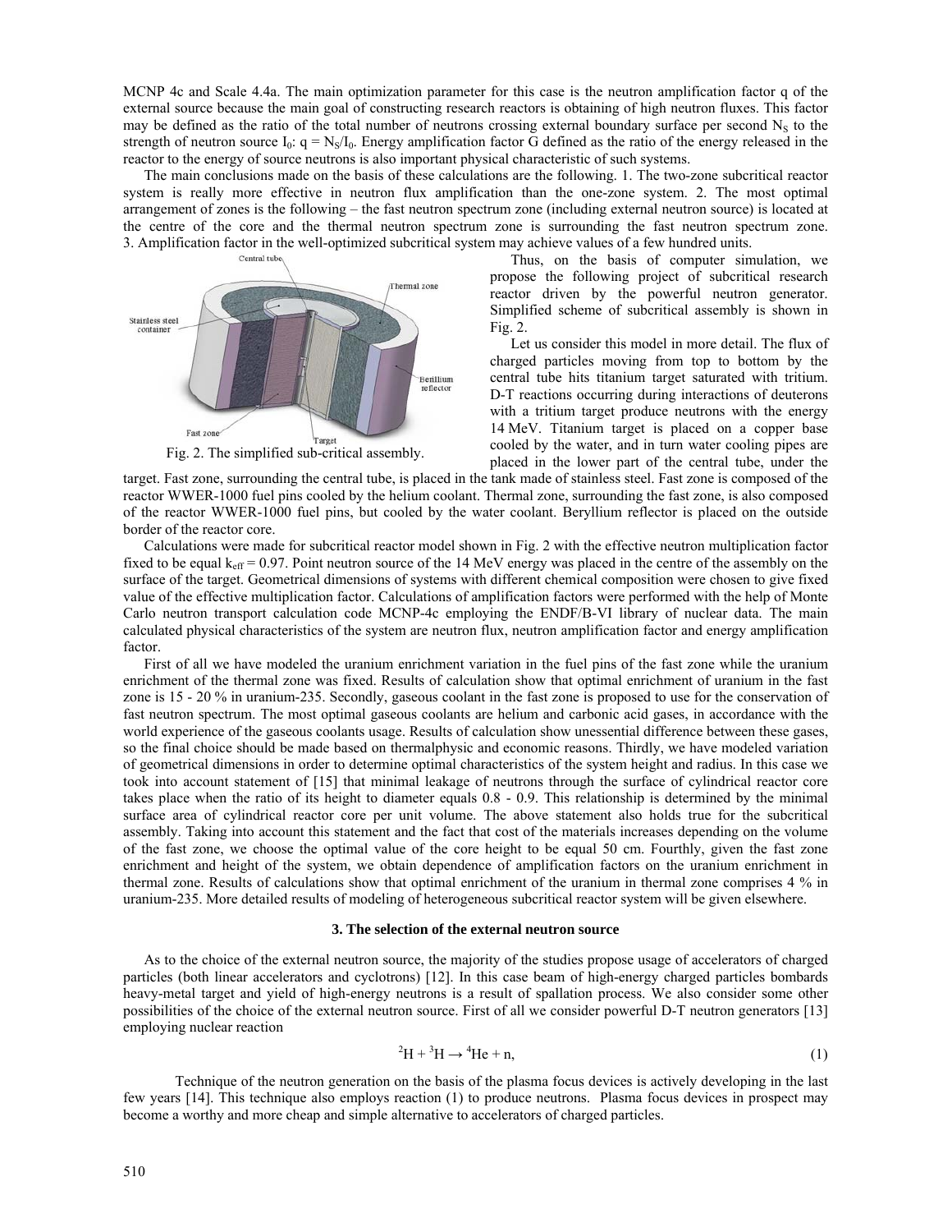MCNP 4c and Scale 4.4a. The main optimization parameter for this case is the neutron amplification factor q of the external source because the main goal of constructing research reactors is obtaining of high neutron fluxes. This factor may be defined as the ratio of the total number of neutrons crossing external boundary surface per second $N_S$ to the strength of neutron source $I_0$: $q = N_S/I_0$. Energy amplification factor G defined as the ratio of the energy released in the reactor to the energy of source neutrons is also important physical characteristic of such systems.

The main conclusions made on the basis of these calculations are the following. 1. The two-zone subcritical reactor system is really more effective in neutron flux amplification than the one-zone system. 2. The most optimal arrangement of zones is the following – the fast neutron spectrum zone (including external neutron source) is located at the centre of the core and the thermal neutron spectrum zone is surrounding the fast neutron spectrum zone. 3. Amplification factor in the well-optimized subcritical system may achieve values of a few hundred units.

Fig. 2. The simplified sub-critical assembly.

Thus, on the basis of computer simulation, we propose the following project of subcritical research reactor driven by the powerful neutron generator. Simplified scheme of subcritical assembly is shown in Fig. 2.

Let us consider this model in more detail. The flux of charged particles moving from top to bottom by the central tube hits titanium target saturated with tritium. D-T reactions occurring during interactions of deuterons with a tritium target produce neutrons with the energy 14 MeV. Titanium target is placed on a copper base cooled by the water, and in turn water cooling pipes are placed in the lower part of the central tube, under the target. Fast zone, surrounding the central tube, is placed in the tank made of stainless steel. Fast zone is composed of the reactor WWER-1000 fuel pins cooled by the helium coolant. Thermal zone, surrounding the fast zone, is also composed of the reactor WWER-1000 fuel pins, but cooled by the water coolant. Beryllium reflector is placed on the outside border of the reactor core.

Calculations were made for subcritical reactor model shown in Fig. 2 with the effective neutron multiplication factor fixed to be equal $k_{eff} = 0.97$. Point neutron source of the 14 MeV energy was placed in the centre of the assembly on the surface of the target. Geometrical dimensions of systems with different chemical composition were chosen to give fixed value of the effective multiplication factor. Calculations of amplification factors were performed with the help of Monte Carlo neutron transport calculation code MCNP-4c employing the ENDF/B-VI library of nuclear data. The main calculated physical characteristics of the system are neutron flux, neutron amplification factor and energy amplification factor.

First of all we have modeled the uranium enrichment variation in the fuel pins of the fast zone while the uranium enrichment of the thermal zone was fixed. Results of calculation show that optimal enrichment of uranium in the fast zone is 15 - 20 % in uranium-235. Secondly, gaseous coolant in the fast zone is proposed to use for the conservation of fast neutron spectrum. The most optimal gaseous coolants are helium and carbonic acid gases, in accordance with the world experience of the gaseous coolants usage. Results of calculation show unessential difference between these gases, so the final choice should be made based on thermalphysic and economic reasons. Thirdly, we have modeled variation of geometrical dimensions in order to determine optimal characteristics of the system height and radius. In this case we took into account statement of [15] that minimal leakage of neutrons through the surface of cylindrical reactor core takes place when the ratio of its height to diameter equals 0.8 - 0.9. This relationship is determined by the minimal surface area of cylindrical reactor core per unit volume. The above statement also holds true for the subcritical assembly. Taking into account this statement and the fact that cost of the materials increases depending on the volume of the fast zone, we choose the optimal value of the core height to be equal 50 cm. Fourthly, given the fast zone enrichment and height of the system, we obtain dependence of amplification factors on the uranium enrichment in thermal zone. Results of calculations show that optimal enrichment of the uranium in thermal zone comprises 4 % in uranium-235. More detailed results of modeling of heterogeneous subcritical reactor system will be given elsewhere.

### 3. The selection of the external neutron source

As to the choice of the external neutron source, the majority of the studies propose usage of accelerators of charged particles (both linear accelerators and cyclotrons) [12]. In this case beam of high-energy charged particles bombards heavy-metal target and yield of high-energy neutrons is a result of spallation process. We also consider some other possibilities of the choice of the external neutron source. First of all we consider powerful D-T neutron generators [13] employing nuclear reaction

$$^{2}H + ^{3}H \rightarrow ^{4}He + n, \tag{1}$$

Technique of the neutron generation on the basis of the plasma focus devices is actively developing in the last few years [14]. This technique also employs reaction (1) to produce neutrons. Plasma focus devices in prospect may become a worthy and more cheap and simple alternative to accelerators of charged particles.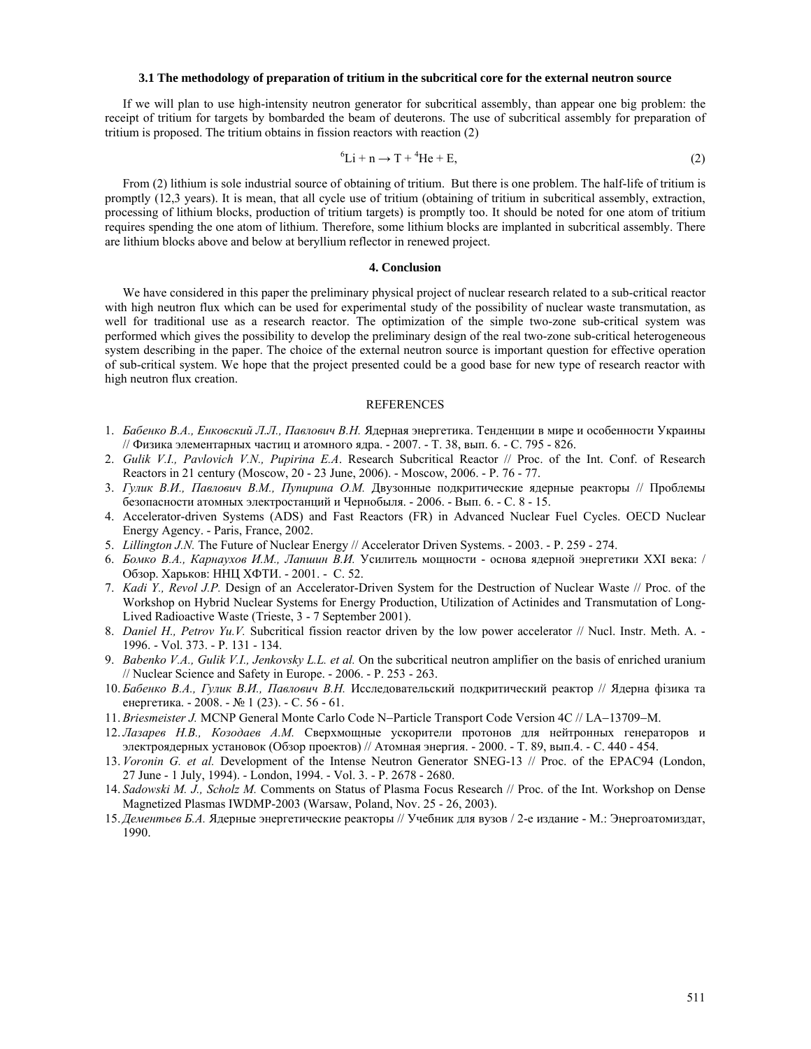### 3.1 The methodology of preparation of tritium in the subcritical core for the external neutron source

If we will plan to use high-intensity neutron generator for subcritical assembly, than appear one big problem: the receipt of tritium for targets by bombarded the beam of deuterons. The use of subcritical assembly for preparation of tritium is proposed. The tritium obtains in fission reactors with reaction (2)

$$^{6}\mathrm{Li} + \mathrm{n} \rightarrow \mathrm{T} + {}^{4}\mathrm{He} + \mathrm{E}, \tag{2}$$

From (2) lithium is sole industrial source of obtaining of tritium. But there is one problem. The half-life of tritium is promptly (12,3 years). It is mean, that all cycle use of tritium (obtaining of tritium in subcritical assembly, extraction, processing of lithium blocks, production of tritium targets) is promptly too. It should be noted for one atom of tritium requires spending the one atom of lithium. Therefore, some lithium blocks are implanted in subcritical assembly. There are lithium blocks above and below at beryllium reflector in renewed project.

## 4. Conclusion

We have considered in this paper the preliminary physical project of nuclear research related to a sub-critical reactor with high neutron flux which can be used for experimental study of the possibility of nuclear waste transmutation, as well for traditional use as a research reactor. The optimization of the simple two-zone sub-critical system was performed which gives the possibility to develop the preliminary design of the real two-zone sub-critical heterogeneous system describing in the paper. The choice of the external neutron source is important question for effective operation of sub-critical system. We hope that the project presented could be a good base for new type of research reactor with high neutron flux creation.

## REFERENCES

1. *Бабенко В.А., Енковский Л.Л., Павлович В.Н.* Ядерная энергетика. Тенденции в мире и особенности Украины // Физика элементарных частиц и атомного ядра. - 2007. - Т. 38, вып. 6. - С. 795 - 826.
2. *Gulik V.I., Pavlovich V.N., Pupirina E.A*. Research Subcritical Reactor // Proc. of the Int. Conf. of Research Reactors in 21 century (Moscow, 20 - 23 June, 2006). - Moscow, 2006. - P. 76 - 77.
3. *Гулик В.И., Павлович В.М., Пупирина О.М.* Двузонные подкритические ядерные реакторы // Проблемы безопасности атомных электростанций и Чернобыля. - 2006. - Вып. 6. - С. 8 - 15.
4. Accelerator-driven Systems (ADS) and Fast Reactors (FR) in Advanced Nuclear Fuel Cycles. OECD Nuclear Energy Agency. - Paris, France, 2002.
5. *Lillington J.N.* The Future of Nuclear Energy // Accelerator Driven Systems. - 2003. - P. 259 - 274.
6. *Бомко В.А., Карнаухов И.М., Лапшин В.И.* Усилитель мощности - основа ядерной энергетики XXI века: / Обзор. Харьков: ННЦ ХФТИ. - 2001. - С. 52.
7. *Kadi Y., Revol J.P.* Design of an Accelerator-Driven System for the Destruction of Nuclear Waste // Proc. of the Workshop on Hybrid Nuclear Systems for Energy Production, Utilization of Actinides and Transmutation of Long-Lived Radioactive Waste (Trieste, 3 - 7 September 2001).
8. *Daniel H., Petrov Yu.V.* Subcritical fission reactor driven by the low power accelerator // Nucl. Instr. Meth. A. - 1996. - Vol. 373. - P. 131 - 134.
9. *Babenko V.A., Gulik V.I., Jenkovsky L.L. et al.* On the subcritical neutron amplifier on the basis of enriched uranium // Nuclear Science and Safety in Europe. - 2006. - P. 253 - 263.
10. *Бабенко В.А., Гулик В.И., Павлович В.Н.* Исследовательский подкритический реактор // Ядерна фізика та енергетика. - 2008. - № 1 (23). - С. 56 - 61.
11. *Briesmeister J.* MCNP General Monte Carlo Code N−Particle Transport Code Version 4C // LA−13709−M.
12. *Лазарев Н.В., Козодаев А.М.* Сверхмощные ускорители протонов для нейтронных генераторов и электроядерных установок (Обзор проектов) // Атомная энергия. - 2000. - Т. 89, вып.4. - С. 440 - 454.
13. *Voronin G. et al.* Development of the Intense Neutron Generator SNEG-13 // Proc. of the EPAC94 (London, 27 June - 1 July, 1994). - London, 1994. - Vol. 3. - P. 2678 - 2680.
14. *Sadowski M. J., Scholz M.* Comments on Status of Plasma Focus Research // Proc. of the Int. Workshop on Dense Magnetized Plasmas IWDMP-2003 (Warsaw, Poland, Nov. 25 - 26, 2003).
15. *Дементьев Б.А.* Ядерные энергетические реакторы // Учебник для вузов / 2-е издание - М.: Энергоатомиздат, 1990.